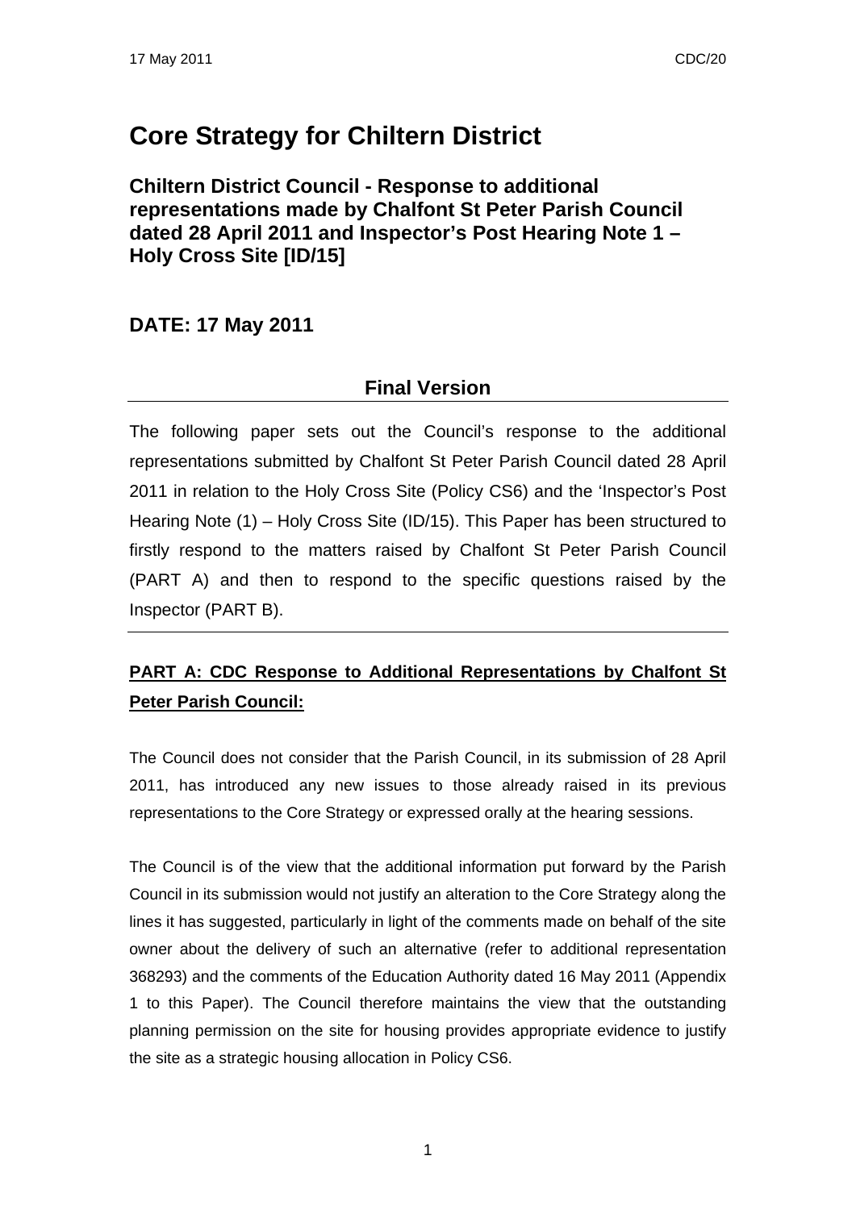# Core Strategy for Chiltern District

## Chiltern District Council - Response to additional representations made by Chalfont St Peter Parish Council dated 28 April 2011 and Inspector's Post Hearing Note 1 – Holy Cross Site [ID/15]

## DATE: 17 May 2011

### Final Version

The following paper sets out the Council's response to the additional representations submitted by Chalfont St Peter Parish Council dated 28 April 2011 in relation to the Holy Cross Site (Policy CS6) and the 'Inspector's Post Hearing Note (1) – Holy Cross Site (ID/15). This Paper has been structured to firstly respond to the matters raised by Chalfont St Peter Parish Council (PART A) and then to respond to the specific questions raised by the Inspector (PART B).

---

**PART A: CDC Response to Additional Representations by Chalfont St Peter Parish Council:**

The Council does not consider that the Parish Council, in its submission of 28 April 2011, has introduced any new issues to those already raised in its previous representations to the Core Strategy or expressed orally at the hearing sessions.

The Council is of the view that the additional information put forward by the Parish Council in its submission would not justify an alteration to the Core Strategy along the lines it has suggested, particularly in light of the comments made on behalf of the site owner about the delivery of such an alternative (refer to additional representation 368293) and the comments of the Education Authority dated 16 May 2011 (Appendix 1 to this Paper). The Council therefore maintains the view that the outstanding planning permission on the site for housing provides appropriate evidence to justify the site as a strategic housing allocation in Policy CS6.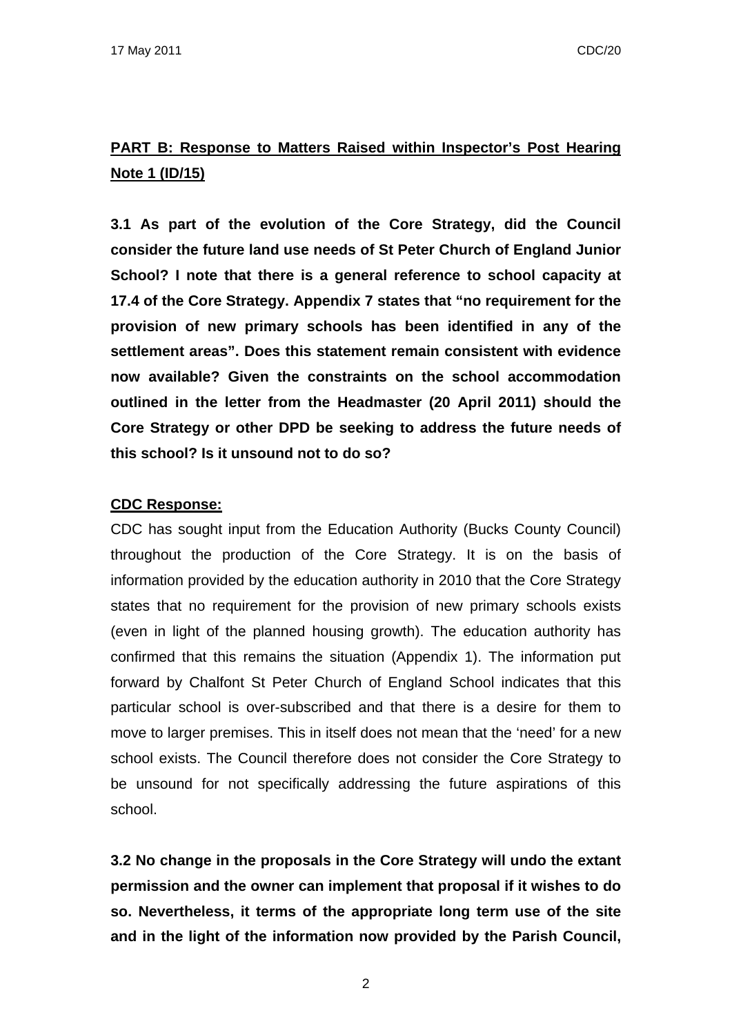**PART B: Response to Matters Raised within Inspector's Post Hearing Note 1 (ID/15)**

**3.1 As part of the evolution of the Core Strategy, did the Council consider the future land use needs of St Peter Church of England Junior School? I note that there is a general reference to school capacity at 17.4 of the Core Strategy. Appendix 7 states that "no requirement for the provision of new primary schools has been identified in any of the settlement areas". Does this statement remain consistent with evidence now available? Given the constraints on the school accommodation outlined in the letter from the Headmaster (20 April 2011) should the Core Strategy or other DPD be seeking to address the future needs of this school? Is it unsound not to do so?**

**CDC Response:**

CDC has sought input from the Education Authority (Bucks County Council) throughout the production of the Core Strategy. It is on the basis of information provided by the education authority in 2010 that the Core Strategy states that no requirement for the provision of new primary schools exists (even in light of the planned housing growth). The education authority has confirmed that this remains the situation (Appendix 1). The information put forward by Chalfont St Peter Church of England School indicates that this particular school is over-subscribed and that there is a desire for them to move to larger premises. This in itself does not mean that the 'need' for a new school exists. The Council therefore does not consider the Core Strategy to be unsound for not specifically addressing the future aspirations of this school.

**3.2 No change in the proposals in the Core Strategy will undo the extant permission and the owner can implement that proposal if it wishes to do so. Nevertheless, it terms of the appropriate long term use of the site and in the light of the information now provided by the Parish Council,**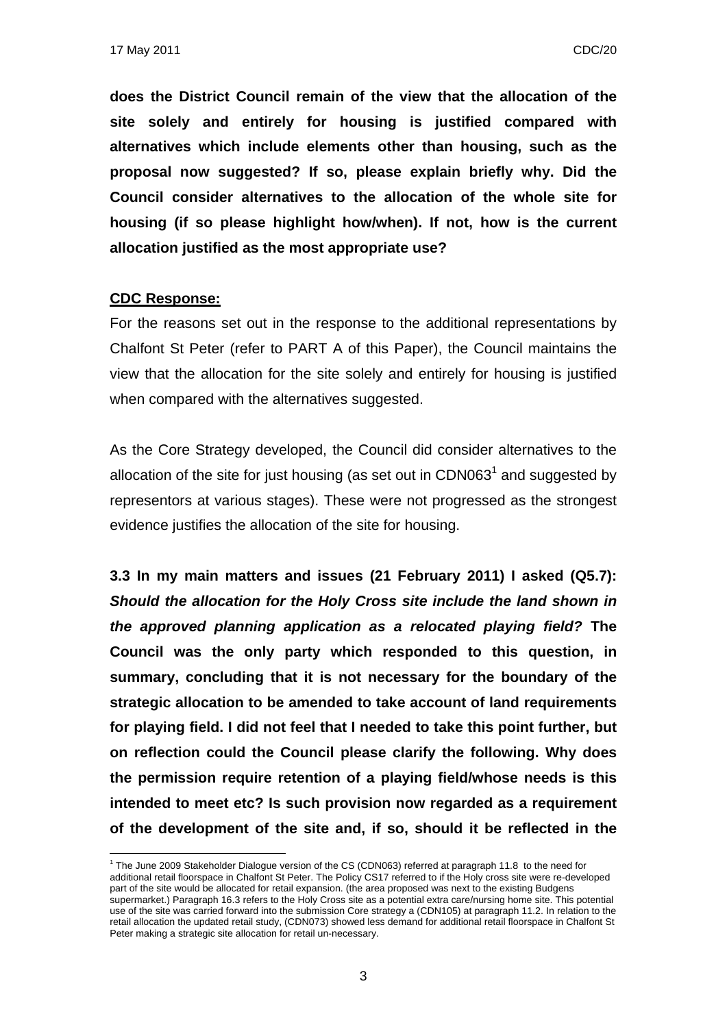**does the District Council remain of the view that the allocation of the site solely and entirely for housing is justified compared with alternatives which include elements other than housing, such as the proposal now suggested? If so, please explain briefly why. Did the Council consider alternatives to the allocation of the whole site for housing (if so please highlight how/when). If not, how is the current allocation justified as the most appropriate use?**

**CDC Response:**

For the reasons set out in the response to the additional representations by Chalfont St Peter (refer to PART A of this Paper), the Council maintains the view that the allocation for the site solely and entirely for housing is justified when compared with the alternatives suggested.

As the Core Strategy developed, the Council did consider alternatives to the allocation of the site for just housing (as set out in CDN063[1] and suggested by representors at various stages). These were not progressed as the strongest evidence justifies the allocation of the site for housing.

**3.3 In my main matters and issues (21 February 2011) I asked (Q5.7): *Should the allocation for the Holy Cross site include the land shown in the approved planning application as a relocated playing field?* The Council was the only party which responded to this question, in summary, concluding that it is not necessary for the boundary of the strategic allocation to be amended to take account of land requirements for playing field. I did not feel that I needed to take this point further, but on reflection could the Council please clarify the following. Why does the permission require retention of a playing field/whose needs is this intended to meet etc? Is such provision now regarded as a requirement of the development of the site and, if so, should it be reflected in the**

---

[1] The June 2009 Stakeholder Dialogue version of the CS (CDN063) referred at paragraph 11.8 to the need for additional retail floorspace in Chalfont St Peter. The Policy CS17 referred to if the Holy cross site were re-developed part of the site would be allocated for retail expansion. (the area proposed was next to the existing Budgens supermarket.) Paragraph 16.3 refers to the Holy Cross site as a potential extra care/nursing home site. This potential use of the site was carried forward into the submission Core strategy a (CDN105) at paragraph 11.2. In relation to the retail allocation the updated retail study, (CDN073) showed less demand for additional retail floorspace in Chalfont St Peter making a strategic site allocation for retail un-necessary.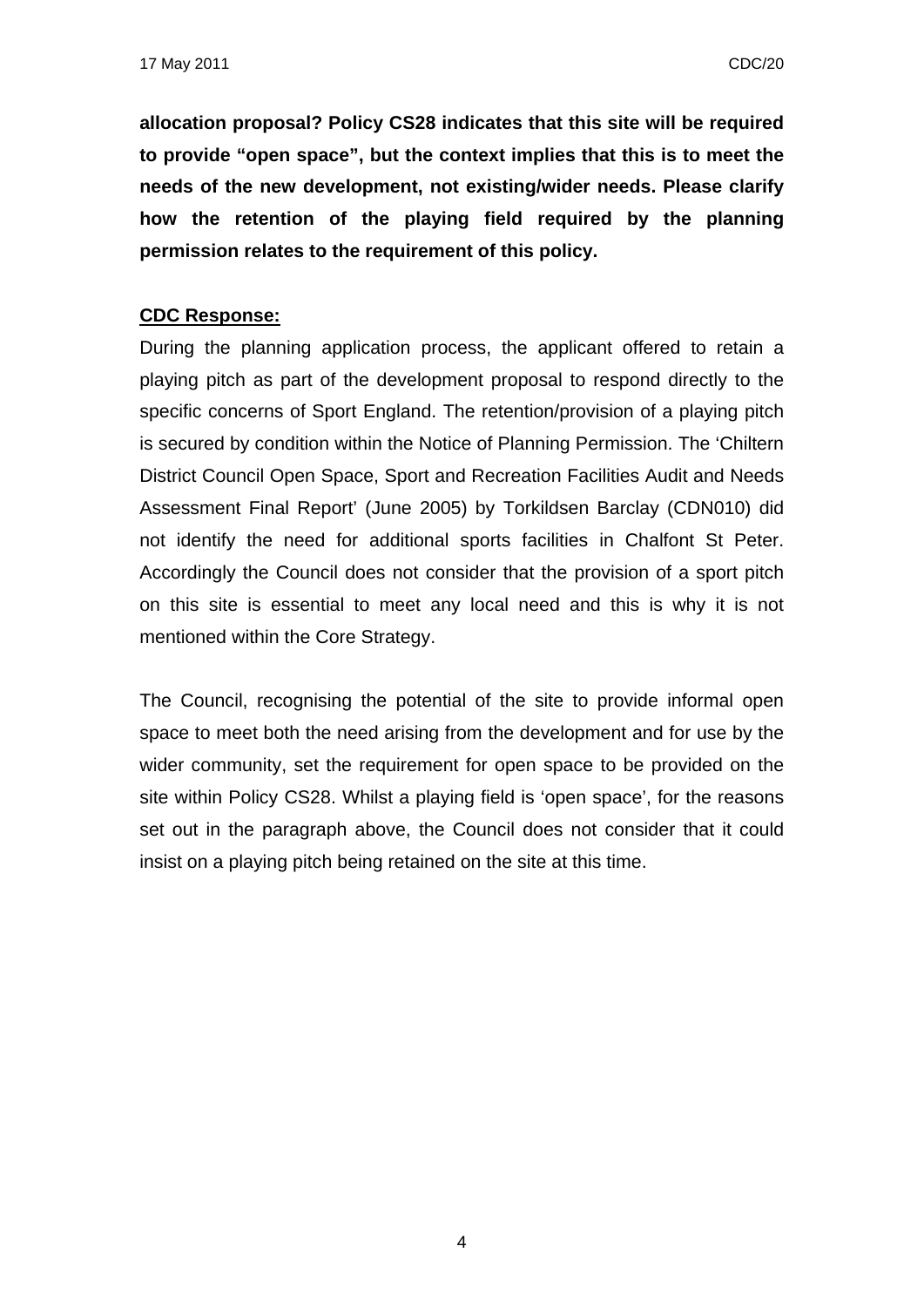**allocation proposal? Policy CS28 indicates that this site will be required to provide "open space", but the context implies that this is to meet the needs of the new development, not existing/wider needs. Please clarify how the retention of the playing field required by the planning permission relates to the requirement of this policy.**

**CDC Response:**

During the planning application process, the applicant offered to retain a playing pitch as part of the development proposal to respond directly to the specific concerns of Sport England. The retention/provision of a playing pitch is secured by condition within the Notice of Planning Permission. The 'Chiltern District Council Open Space, Sport and Recreation Facilities Audit and Needs Assessment Final Report' (June 2005) by Torkildsen Barclay (CDN010) did not identify the need for additional sports facilities in Chalfont St Peter. Accordingly the Council does not consider that the provision of a sport pitch on this site is essential to meet any local need and this is why it is not mentioned within the Core Strategy.

The Council, recognising the potential of the site to provide informal open space to meet both the need arising from the development and for use by the wider community, set the requirement for open space to be provided on the site within Policy CS28. Whilst a playing field is 'open space', for the reasons set out in the paragraph above, the Council does not consider that it could insist on a playing pitch being retained on the site at this time.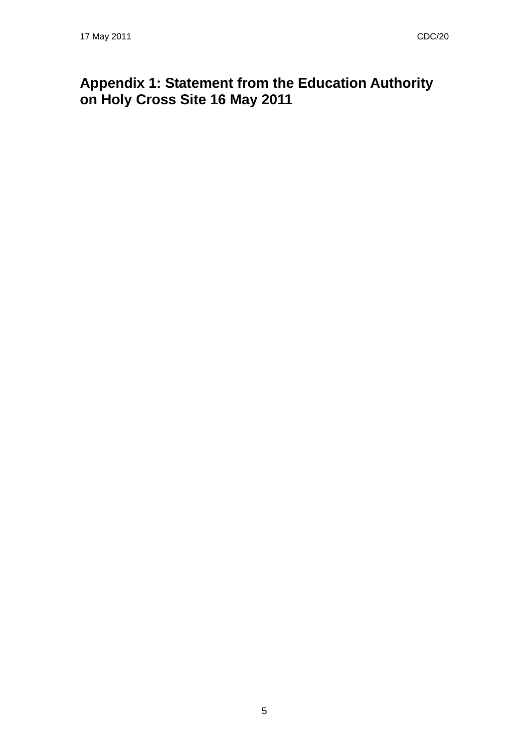## Appendix 1: Statement from the Education Authority on Holy Cross Site 16 May 2011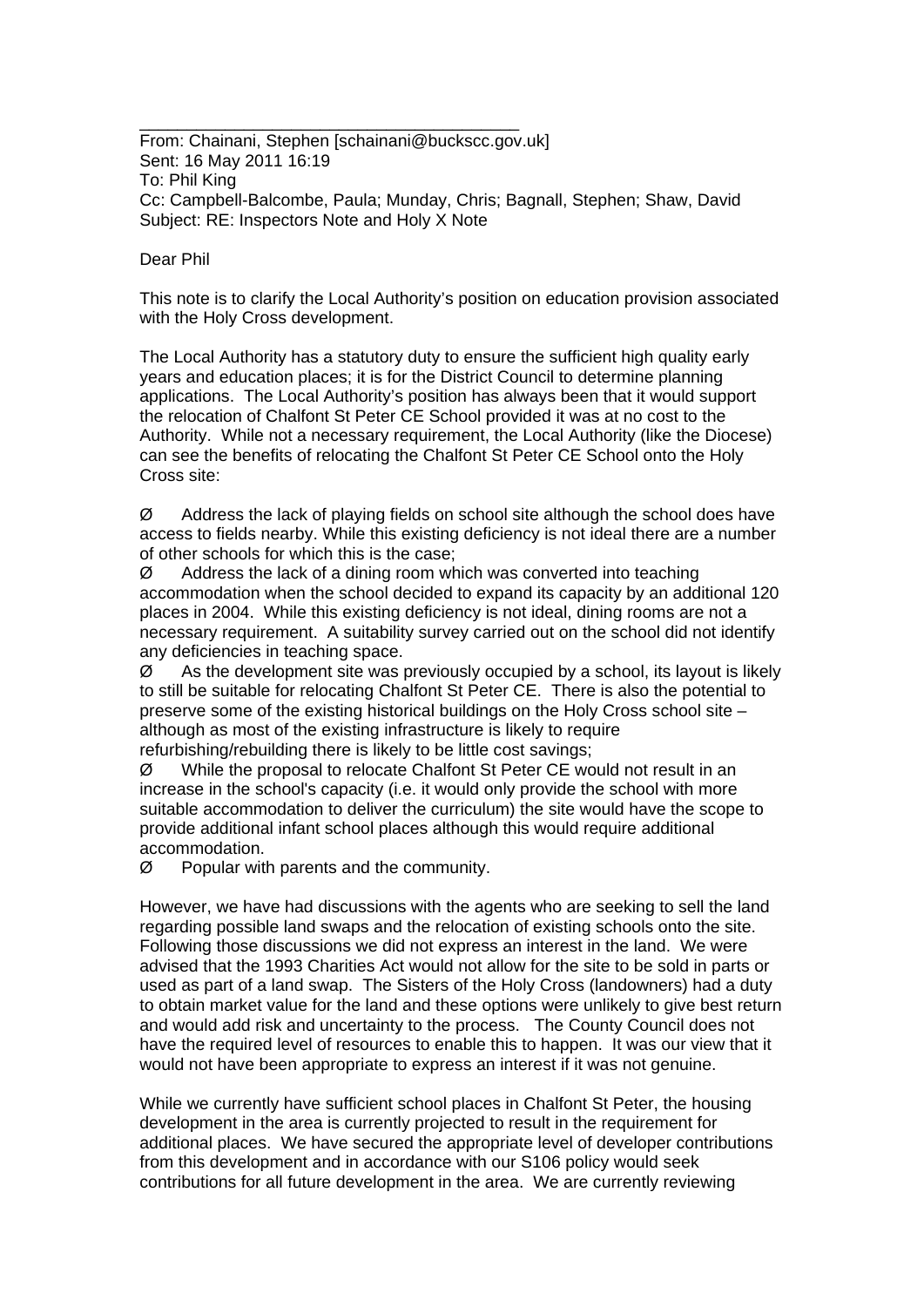---

From: Chainani, Stephen [schainani@buckscc.gov.uk]
Sent: 16 May 2011 16:19
To: Phil King
Cc: Campbell-Balcombe, Paula; Munday, Chris; Bagnall, Stephen; Shaw, David
Subject: RE: Inspectors Note and Holy X Note

Dear Phil

This note is to clarify the Local Authority's position on education provision associated with the Holy Cross development.

The Local Authority has a statutory duty to ensure the sufficient high quality early years and education places; it is for the District Council to determine planning applications. The Local Authority's position has always been that it would support the relocation of Chalfont St Peter CE School provided it was at no cost to the Authority. While not a necessary requirement, the Local Authority (like the Diocese) can see the benefits of relocating the Chalfont St Peter CE School onto the Holy Cross site:

- Address the lack of playing fields on school site although the school does have access to fields nearby. While this existing deficiency is not ideal there are a number of other schools for which this is the case;
- Address the lack of a dining room which was converted into teaching accommodation when the school decided to expand its capacity by an additional 120 places in 2004. While this existing deficiency is not ideal, dining rooms are not a necessary requirement. A suitability survey carried out on the school did not identify any deficiencies in teaching space.
- As the development site was previously occupied by a school, its layout is likely to still be suitable for relocating Chalfont St Peter CE. There is also the potential to preserve some of the existing historical buildings on the Holy Cross school site – although as most of the existing infrastructure is likely to require refurbishing/rebuilding there is likely to be little cost savings;
- While the proposal to relocate Chalfont St Peter CE would not result in an increase in the school's capacity (i.e. it would only provide the school with more suitable accommodation to deliver the curriculum) the site would have the scope to provide additional infant school places although this would require additional accommodation.
- Popular with parents and the community.

However, we have had discussions with the agents who are seeking to sell the land regarding possible land swaps and the relocation of existing schools onto the site. Following those discussions we did not express an interest in the land. We were advised that the 1993 Charities Act would not allow for the site to be sold in parts or used as part of a land swap. The Sisters of the Holy Cross (landowners) had a duty to obtain market value for the land and these options were unlikely to give best return and would add risk and uncertainty to the process. The County Council does not have the required level of resources to enable this to happen. It was our view that it would not have been appropriate to express an interest if it was not genuine.

While we currently have sufficient school places in Chalfont St Peter, the housing development in the area is currently projected to result in the requirement for additional places. We have secured the appropriate level of developer contributions from this development and in accordance with our S106 policy would seek contributions for all future development in the area. We are currently reviewing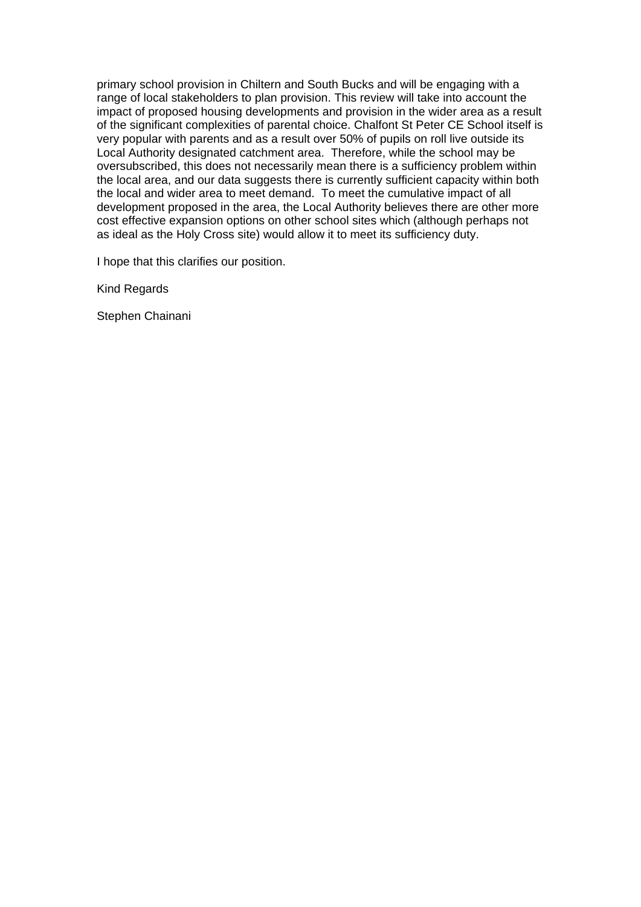primary school provision in Chiltern and South Bucks and will be engaging with a range of local stakeholders to plan provision. This review will take into account the impact of proposed housing developments and provision in the wider area as a result of the significant complexities of parental choice. Chalfont St Peter CE School itself is very popular with parents and as a result over 50% of pupils on roll live outside its Local Authority designated catchment area. Therefore, while the school may be oversubscribed, this does not necessarily mean there is a sufficiency problem within the local area, and our data suggests there is currently sufficient capacity within both the local and wider area to meet demand. To meet the cumulative impact of all development proposed in the area, the Local Authority believes there are other more cost effective expansion options on other school sites which (although perhaps not as ideal as the Holy Cross site) would allow it to meet its sufficiency duty.

I hope that this clarifies our position.

Kind Regards

Stephen Chainani